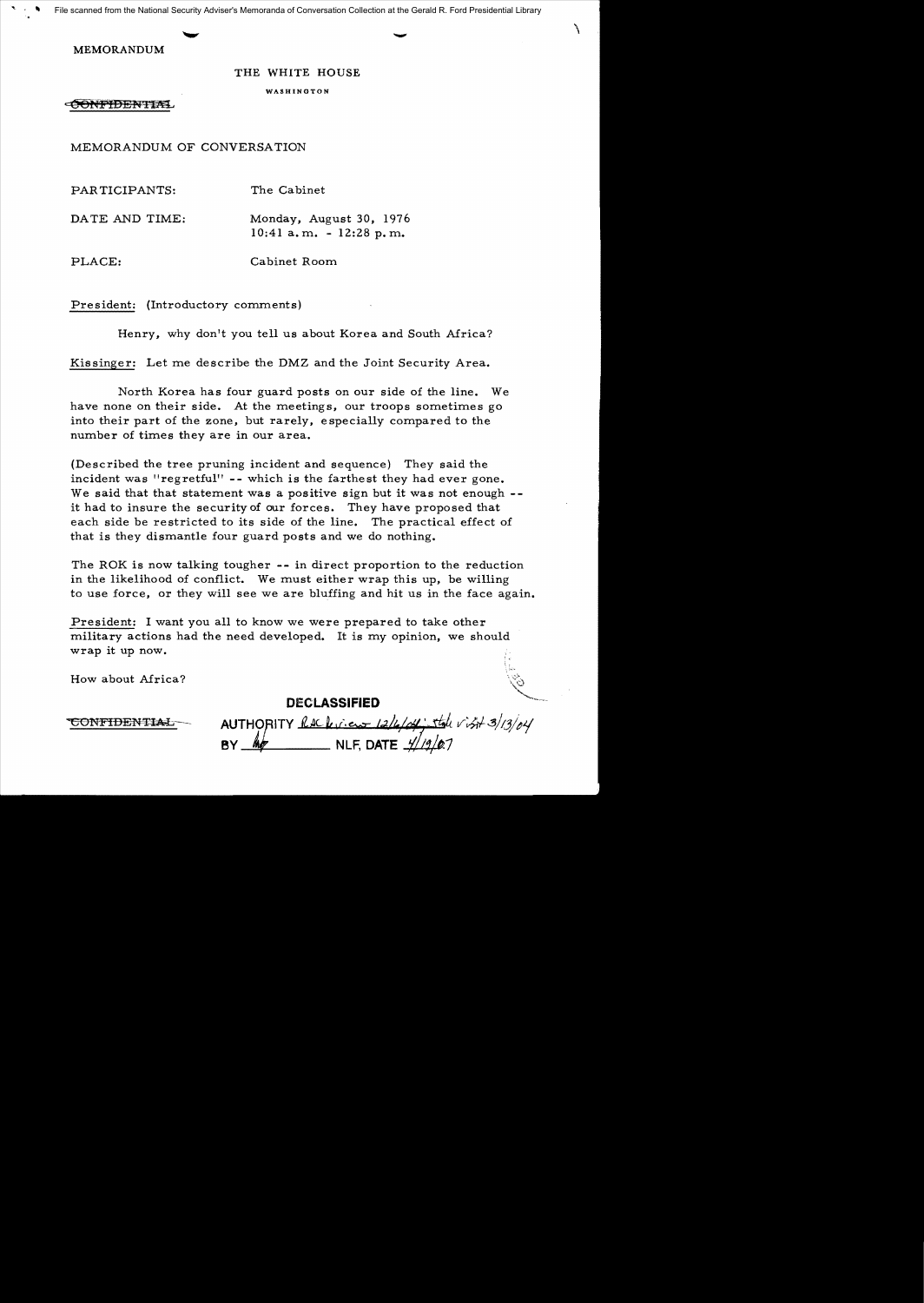MEMORANDUM

THE WHITE HOUSE

WASHINGTON

~~CONFIDENTIAL~~

MEMORANDUM OF CONVERSATION

PARTICIPANTS: The Cabinet

DATE AND TIME: Monday, August 30, 1976
10:41 a.m. - 12:28 p.m.

PLACE: Cabinet Room

President: (Introductory comments)

Henry, why don't you tell us about Korea and South Africa?

Kissinger: Let me describe the DMZ and the Joint Security Area.

North Korea has four guard posts on our side of the line. We have none on their side. At the meetings, our troops sometimes go into their part of the zone, but rarely, especially compared to the number of times they are in our area.

(Described the tree pruning incident and sequence) They said the incident was "regretful" -- which is the farthest they had ever gone. We said that that statement was a positive sign but it was not enough -- it had to insure the security of our forces. They have proposed that each side be restricted to its side of the line. The practical effect of that is they dismantle four guard posts and we do nothing.

The ROK is now talking tougher -- in direct proportion to the reduction in the likelihood of conflict. We must either wrap this up, be willing to use force, or they will see we are bluffing and hit us in the face again.

President: I want you all to know we were prepared to take other military actions had the need developed. It is my opinion, we should wrap it up now.

How about Africa?

~~CONFIDENTIAL~~

DECLASSIFIED
AUTHORITY RAC Review 12/6/04; State visit 3/13/04
BY [initials] NLF, DATE 4/19/07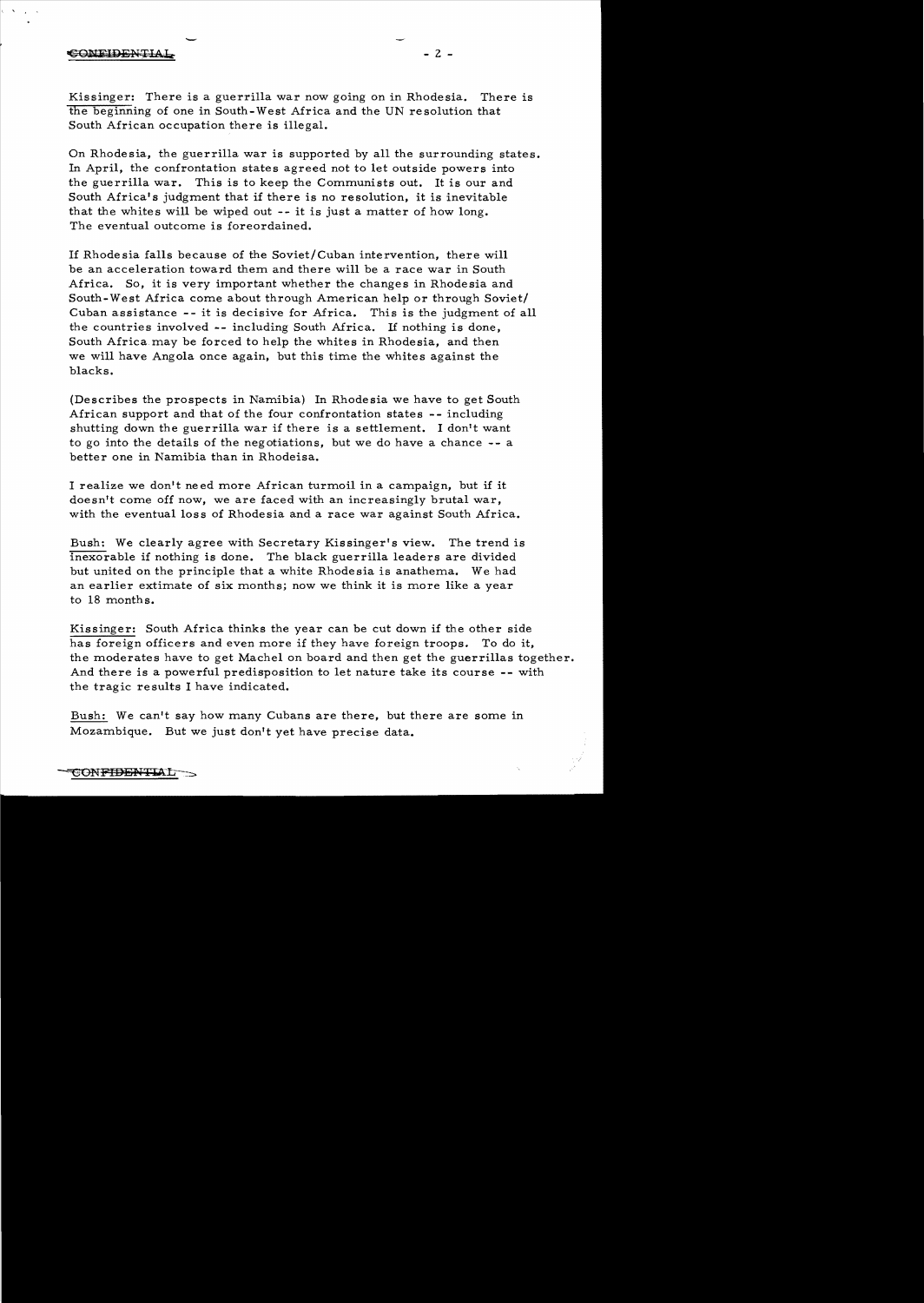CONFIDENTIAL

Kissinger: There is a guerrilla war now going on in Rhodesia. There is the beginning of one in South-West Africa and the UN resolution that South African occupation there is illegal.

On Rhodesia, the guerrilla war is supported by all the surrounding states. In April, the confrontation states agreed not to let outside powers into the guerrilla war. This is to keep the Communists out. It is our and South Africa's judgment that if there is no resolution, it is inevitable that the whites will be wiped out -- it is just a matter of how long. The eventual outcome is foreordained.

If Rhodesia falls because of the Soviet/Cuban intervention, there will be an acceleration toward them and there will be a race war in South Africa. So, it is very important whether the changes in Rhodesia and South-West Africa come about through American help or through Soviet/Cuban assistance -- it is decisive for Africa. This is the judgment of all the countries involved -- including South Africa. If nothing is done, South Africa may be forced to help the whites in Rhodesia, and then we will have Angola once again, but this time the whites against the blacks.

(Describes the prospects in Namibia) In Rhodesia we have to get South African support and that of the four confrontation states -- including shutting down the guerrilla war if there is a settlement. I don't want to go into the details of the negotiations, but we do have a chance -- a better one in Namibia than in Rhodeisa.

I realize we don't need more African turmoil in a campaign, but if it doesn't come off now, we are faced with an increasingly brutal war, with the eventual loss of Rhodesia and a race war against South Africa.

Bush: We clearly agree with Secretary Kissinger's view. The trend is inexorable if nothing is done. The black guerrilla leaders are divided but united on the principle that a white Rhodesia is anathema. We had an earlier extimate of six months; now we think it is more like a year to 18 months.

Kissinger: South Africa thinks the year can be cut down if the other side has foreign officers and even more if they have foreign troops. To do it, the moderates have to get Machel on board and then get the guerrillas together. And there is a powerful predisposition to let nature take its course -- with the tragic results I have indicated.

Bush: We can't say how many Cubans are there, but there are some in Mozambique. But we just don't yet have precise data.

CONFIDENTIAL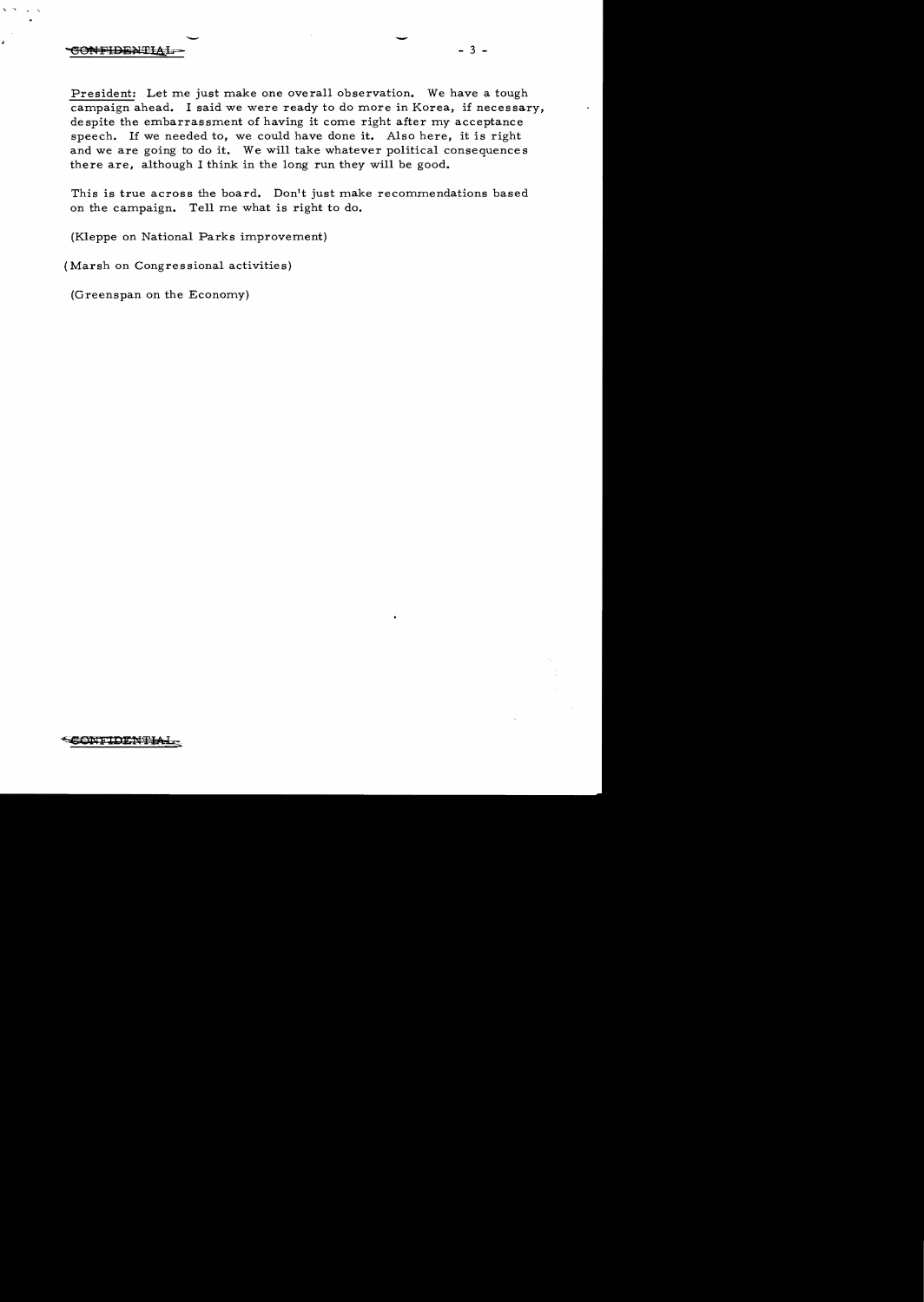President: Let me just make one overall observation. We have a tough campaign ahead. I said we were ready to do more in Korea, if necessary, despite the embarrassment of having it come right after my acceptance speech. If we needed to, we could have done it. Also here, it is right and we are going to do it. We will take whatever political consequences there are, although I think in the long run they will be good.

This is true across the board. Don't just make recommendations based on the campaign. Tell me what is right to do.

(Kleppe on National Parks improvement)

(Marsh on Congressional activities)

(Greenspan on the Economy)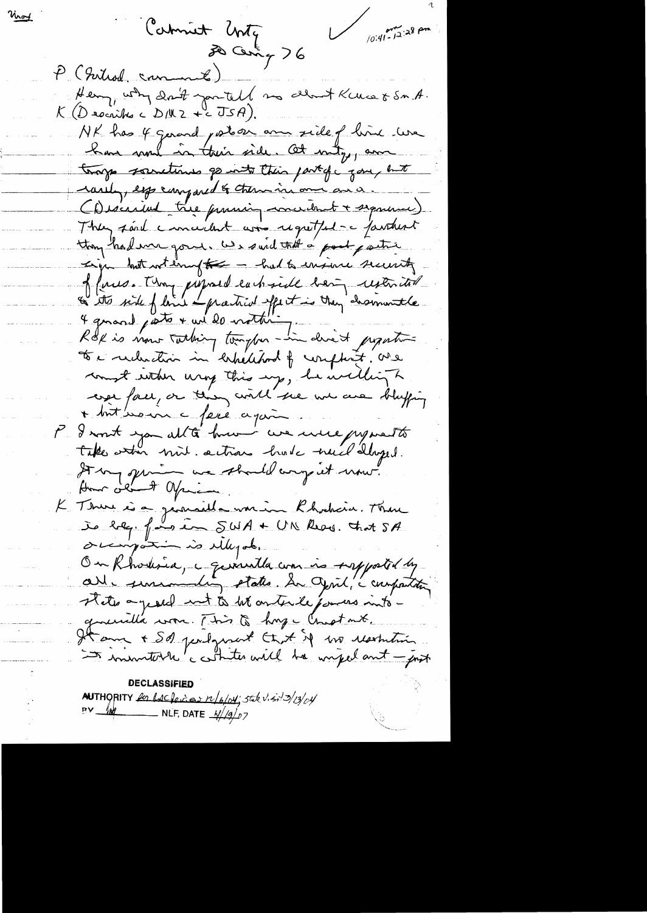Unof

Cabinet Mtg
20 Aug 76

10:41 am - 12:28 pm

P (Initial comment)
Henry, why don't you tell us about Korea & So. A.

K (Describes the DMZ + the JSA).
NK has 4 guard posts on our side of line. We have none in their side. At mtg, our troops sometimes go into their part of the zone, but rarely, esp compared to theirs in our area.
(Described tree pruning incident + sequence)
They said the incident was regretted - the farthest they had ever gone. We said that a good gesture, but not enough - had to ensure security of forces. They proposed each side being restricted to its side of line - practical effect is they dismantle 4 guard posts + we do nothing.
ROK is now talking tougher - in direct proportion to the reduction in likelihood of conflict. We must either wrap this up, be willing to use force, or they will see we are bluffing + hit us in the face again.

P I want you all to know we were prepared to take other mil. actions had it been delayed. It is my opinion we should wrap it up now.
How about Africa.

K There is a guerrilla war in Rhodesia. There is leg. for us in SWA + UN Res. that SA occupation is illegal.
On Rhodesia, the guerrilla war is supported by all the surrounding states. In April, the confrontation states agreed not to let outside forces into guerrilla war. This is huge Commitment.
It our + SA judgment that if no resolution is immediate, whites will be wiped out - just

DECLASSIFIED
AUTHORITY per NSC ltr 12/6/04; State v.s. 3/13/04
BY [initials] NLF, DATE 4/19/07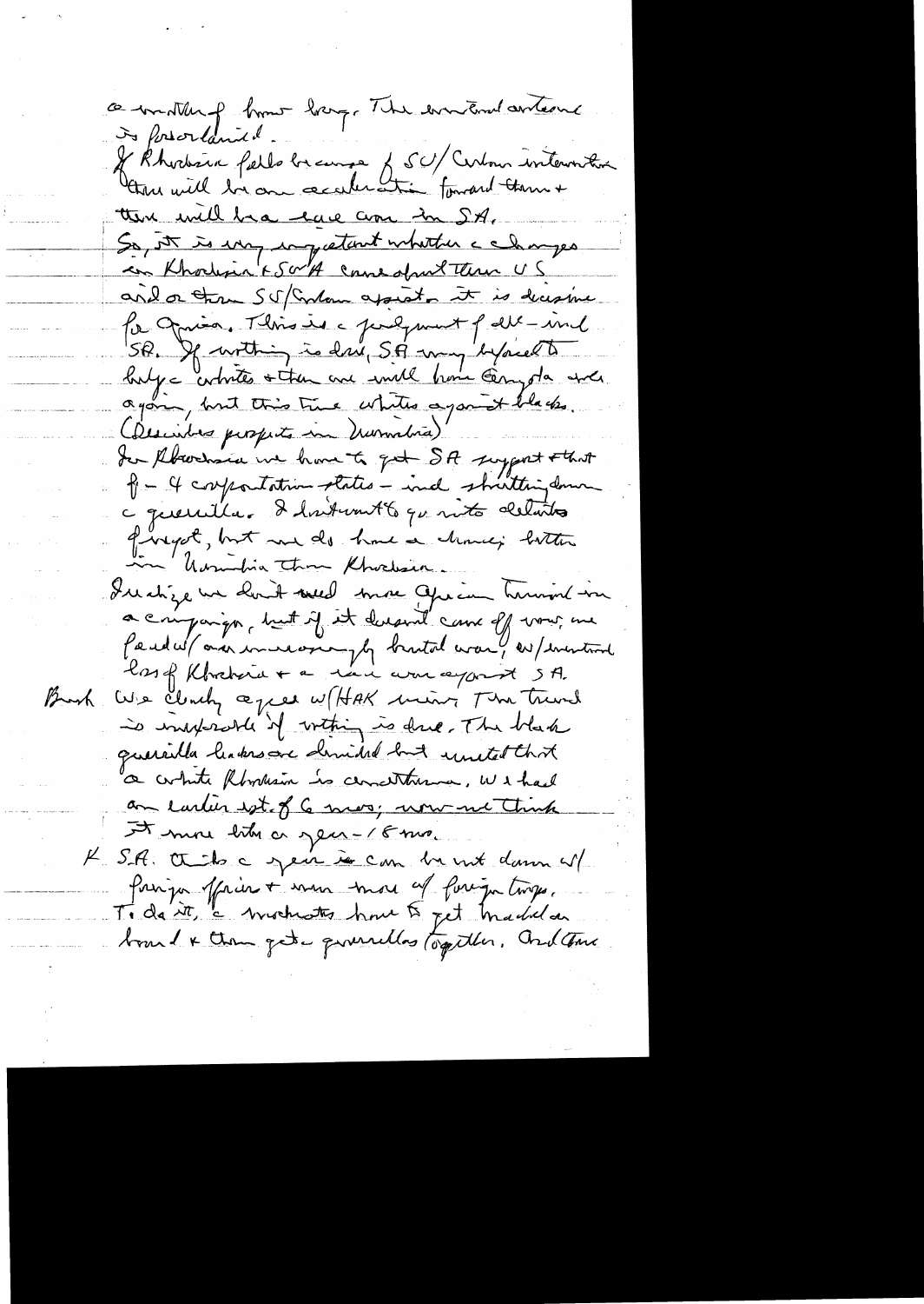a matter of how long. The eventual outcome is preordained.

If Rhodesia falls because of SU/Cuban intervention there will be an acceleration forward there + there will be a race war in SA.

So, it is very important whether a changes in Rhodesia + SWA came about thru US and or thru SU/Cuban agitation it is decisive for Africa. This is a judgment of all – incl SA. If nothing is done, SA may be faced to help a whites + then we will have Angola once again, but this time whites against blacks.

(Describes prospects in Namibia)

In Rhodesia we have to get SA support + that of 4 confrontation states – incl shutting down a guerrillas. I don't want to go into details of urgent, but we do have a chance better in Namibia than Rhodesia.

I realize we don't need more African turmoil in a campaign, but if it doesn't come off now, we faced w/ an increasingly brutal war, w/ eventual loss of Rhodesia + a race war against SA.

Brosh: We clearly agree w/ HAK minus. The trend is inexorable if nothing is done. The black guerrilla leaders are divided but united that a white Rhodesia is anathema. We had an earlier est. of 6 mos; now we think it more like a year–18 mos.

K: S.A. thinks a year is can be put down w/ foreign officers + even more w/ foreign troops. To do it, a moderates have to get Machel on board + then get a guerrillas together. And then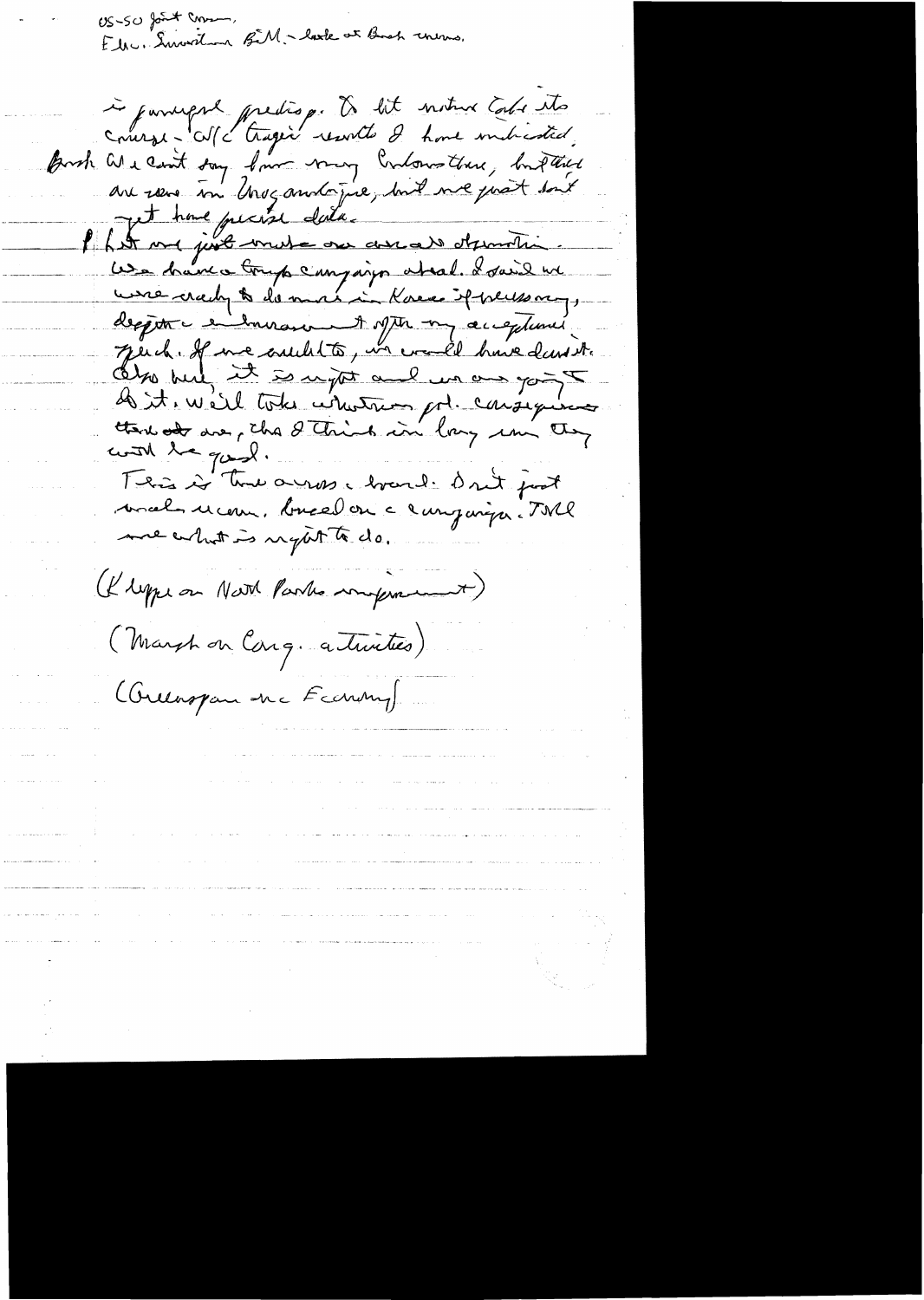05-50 Joint Comm.
Educ. Simulation Bill - look at Bush memo.

in jumped predict. To let nature take its course - w/c tragic results I have indicated. Bush w/e can't say how many Cambodians, but there are some in Mozambique, but we just don't yet have precise data.

P. Let me just make one overall statement. We have a tough campaign ahead. I said we were ready to do more in Korea if necessary, despite embarrassment after my acceptance speech. If we could do, we would have done it. Also here, it is right and we are going to do it. We'll take whatever pol. consequences there are, tho I think in long run they will be good.

This is true across a board. Don't just make decisions based on campaign. I'll do what is right to do.

(Klepp on North Parks improvement)

(Marsh on Cong. activities)

(Greenspan on Economy)